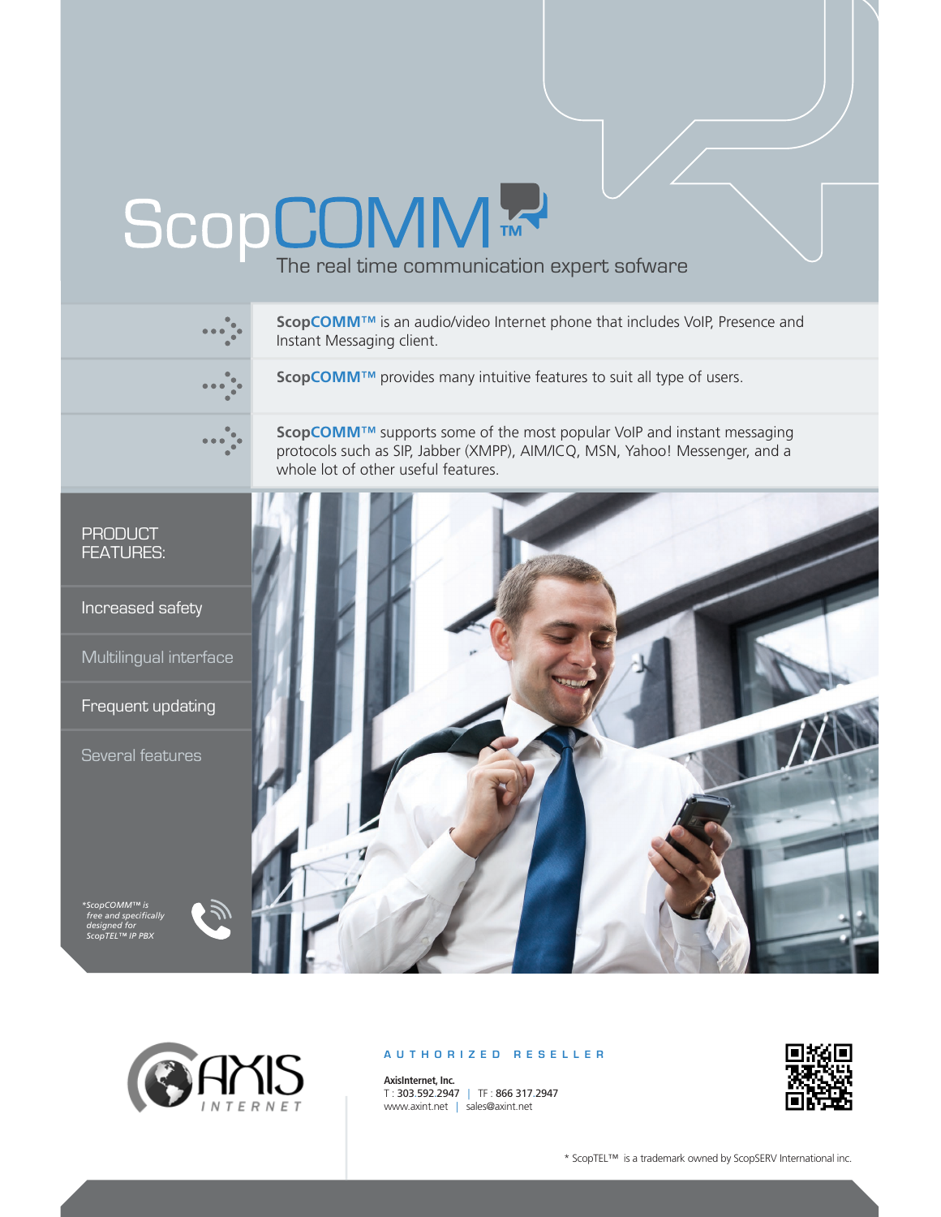# ScopCOMM™

The real time communication expert sofware

**ScopCOMM™** is an audio/video Internet phone that includes VoIP, Presence and Instant Messaging client.

**ScopCOMM™** provides many intuitive features to suit all type of users.

**ScopCOMM™** supports some of the most popular VoIP and instant messaging protocols such as SIP, Jabber (XMPP), AIM/ICQ, MSN, Yahoo! Messenger, and a whole lot of other useful features.

## PRODUCT FEATURES:

- Increased safety
- Multilingual interface
- Frequent updating
- Several features

*\*ScopCOMM™ is free and specifically designed for ScopTEL™ IP PBX*

AUTHORIZED RESELLER

**AxisInternet, Inc.**
T : 303.592.2947 | TF : 866 317.2947
www.axint.net | sales@axint.net

\* ScopTEL™ is a trademark owned by ScopSERV International inc.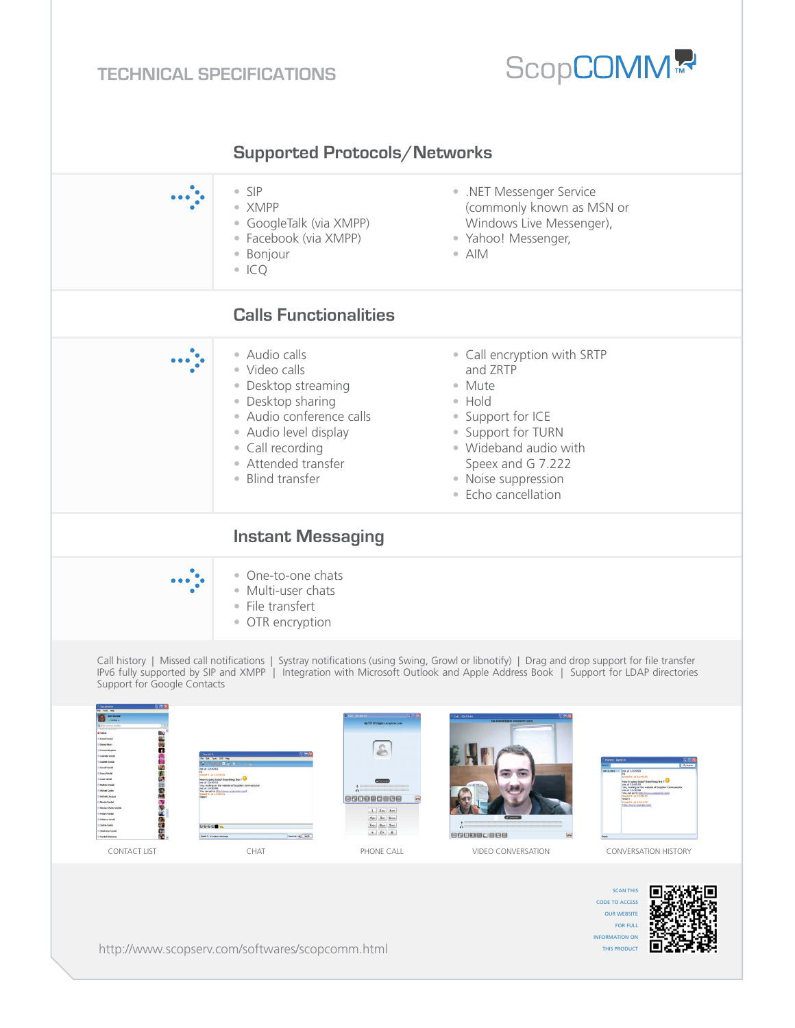# TECHNICAL SPECIFICATIONS

ScopCOMM™

## Supported Protocols/Networks

- SIP
- XMPP
- GoogleTalk (via XMPP)
- Facebook (via XMPP)
- Bonjour
- ICQ
- .NET Messenger Service (commonly known as MSN or Windows Live Messenger),
- Yahoo! Messenger,
- AIM

## Calls Functionalities

- Audio calls
- Video calls
- Desktop streaming
- Desktop sharing
- Audio conference calls
- Audio level display
- Call recording
- Attended transfer
- Blind transfer
- Call encryption with SRTP and ZRTP
- Mute
- Hold
- Support for ICE
- Support for TURN
- Wideband audio with Speex and G 7.222
- Noise suppression
- Echo cancellation

## Instant Messaging

- One-to-one chats
- Multi-user chats
- File transfert
- OTR encryption

Call history | Missed call notifications | Systray notifications (using Swing, Growl or libnotify) | Drag and drop support for file transfer
IPv6 fully supported by SIP and XMPP | Integration with Microsoft Outlook and Apple Address Book | Support for LDAP directories
Support for Google Contacts

CONTACT LIST

CHAT

PHONE CALL

VIDEO CONVERSATION

CONVERSATION HISTORY

SCAN THIS CODE TO ACCESS OUR WEBSITE FOR FULL INFORMATION ON THIS PRODUCT

http://www.scopserv.com/softwares/scopcomm.html